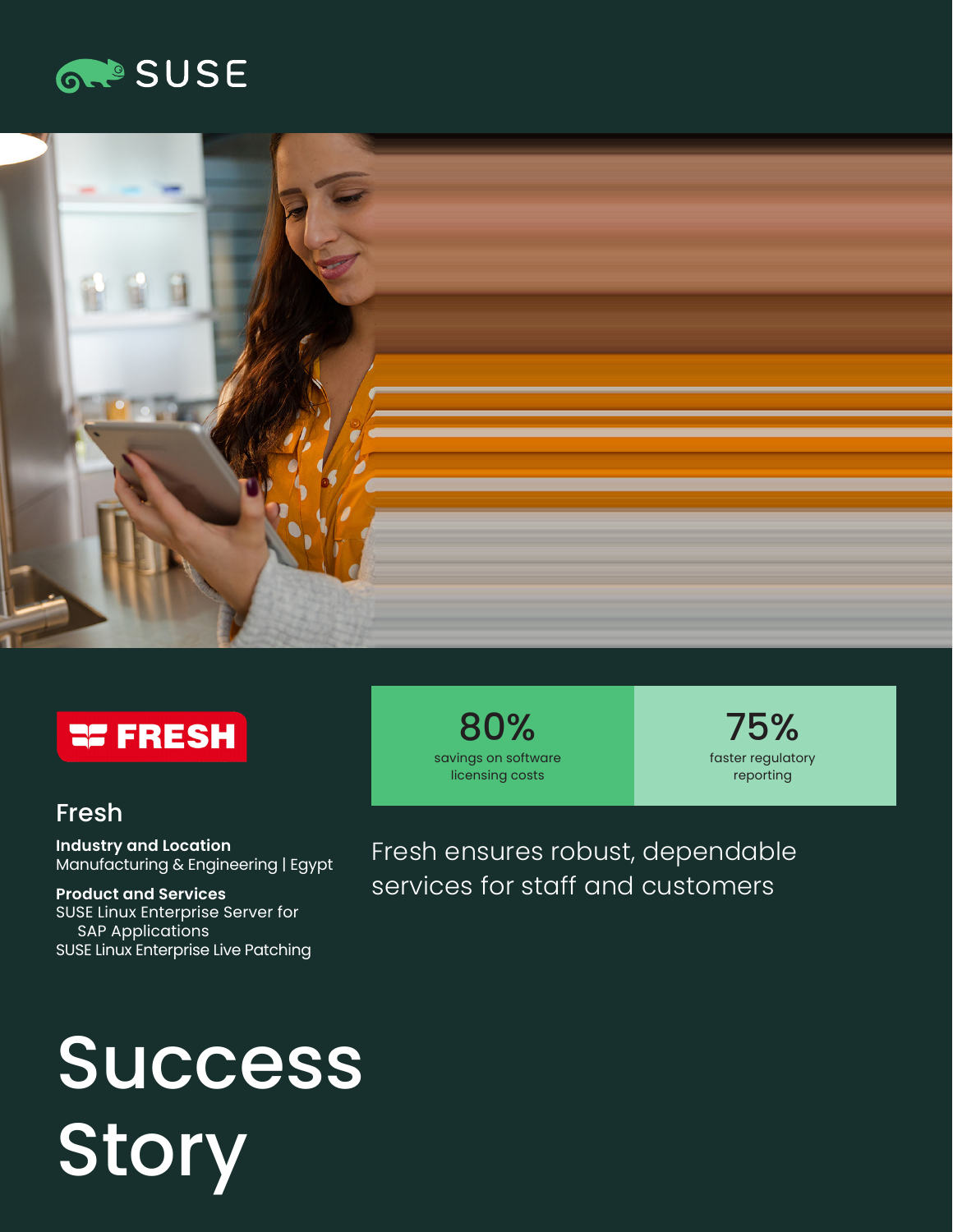# Fresh

**Industry and Location**
Manufacturing & Engineering | Egypt

**Product and Services**
SUSE Linux Enterprise Server for SAP Applications
SUSE Linux Enterprise Live Patching

**80%**
savings on software licensing costs

**75%**
faster regulatory reporting

## Fresh ensures robust, dependable services for staff and customers

# Success Story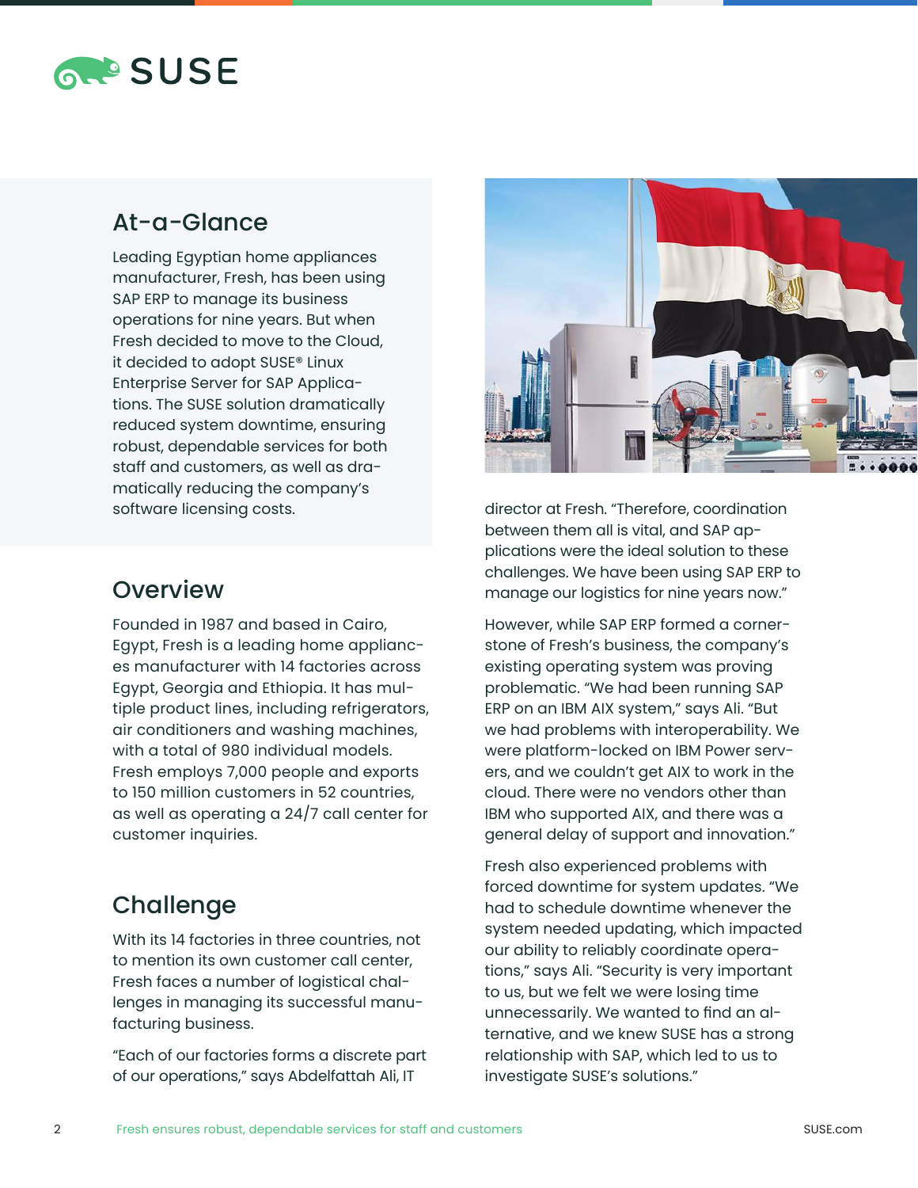## At-a-Glance

Leading Egyptian home appliances manufacturer, Fresh, has been using SAP ERP to manage its business operations for nine years. But when Fresh decided to move to the Cloud, it decided to adopt SUSE® Linux Enterprise Server for SAP Applications. The SUSE solution dramatically reduced system downtime, ensuring robust, dependable services for both staff and customers, as well as dramatically reducing the company's software licensing costs.

## Overview

Founded in 1987 and based in Cairo, Egypt, Fresh is a leading home appliances manufacturer with 14 factories across Egypt, Georgia and Ethiopia. It has multiple product lines, including refrigerators, air conditioners and washing machines, with a total of 980 individual models. Fresh employs 7,000 people and exports to 150 million customers in 52 countries, as well as operating a 24/7 call center for customer inquiries.

## Challenge

With its 14 factories in three countries, not to mention its own customer call center, Fresh faces a number of logistical challenges in managing its successful manufacturing business.

"Each of our factories forms a discrete part of our operations," says Abdelfattah Ali, IT director at Fresh. "Therefore, coordination between them all is vital, and SAP applications were the ideal solution to these challenges. We have been using SAP ERP to manage our logistics for nine years now."

However, while SAP ERP formed a cornerstone of Fresh's business, the company's existing operating system was proving problematic. "We had been running SAP ERP on an IBM AIX system," says Ali. "But we had problems with interoperability. We were platform-locked on IBM Power servers, and we couldn't get AIX to work in the cloud. There were no vendors other than IBM who supported AIX, and there was a general delay of support and innovation."

Fresh also experienced problems with forced downtime for system updates. "We had to schedule downtime whenever the system needed updating, which impacted our ability to reliably coordinate operations," says Ali. "Security is very important to us, but we felt we were losing time unnecessarily. We wanted to find an alternative, and we knew SUSE has a strong relationship with SAP, which led to us to investigate SUSE's solutions."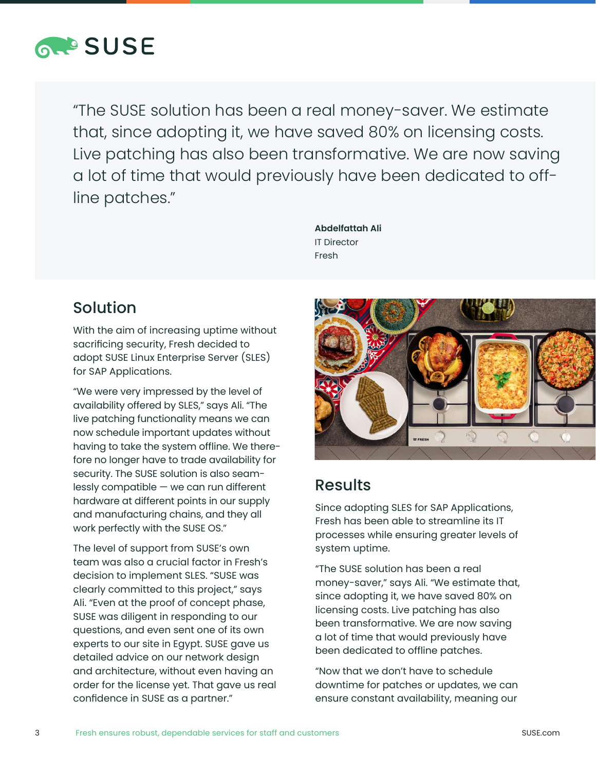> "The SUSE solution has been a real money-saver. We estimate that, since adopting it, we have saved 80% on licensing costs. Live patching has also been transformative. We are now saving a lot of time that would previously have been dedicated to off-line patches."
>
> **Abdelfattah Ali**
> IT Director
> Fresh

## Solution

With the aim of increasing uptime without sacrificing security, Fresh decided to adopt SUSE Linux Enterprise Server (SLES) for SAP Applications.

"We were very impressed by the level of availability offered by SLES," says Ali. "The live patching functionality means we can now schedule important updates without having to take the system offline. We therefore no longer have to trade availability for security. The SUSE solution is also seamlessly compatible — we can run different hardware at different points in our supply and manufacturing chains, and they all work perfectly with the SUSE OS."

The level of support from SUSE's own team was also a crucial factor in Fresh's decision to implement SLES. "SUSE was clearly committed to this project," says Ali. "Even at the proof of concept phase, SUSE was diligent in responding to our questions, and even sent one of its own experts to our site in Egypt. SUSE gave us detailed advice on our network design and architecture, without even having an order for the license yet. That gave us real confidence in SUSE as a partner."

## Results

Since adopting SLES for SAP Applications, Fresh has been able to streamline its IT processes while ensuring greater levels of system uptime.

"The SUSE solution has been a real money-saver," says Ali. "We estimate that, since adopting it, we have saved 80% on licensing costs. Live patching has also been transformative. We are now saving a lot of time that would previously have been dedicated to offline patches.

"Now that we don't have to schedule downtime for patches or updates, we can ensure constant availability, meaning our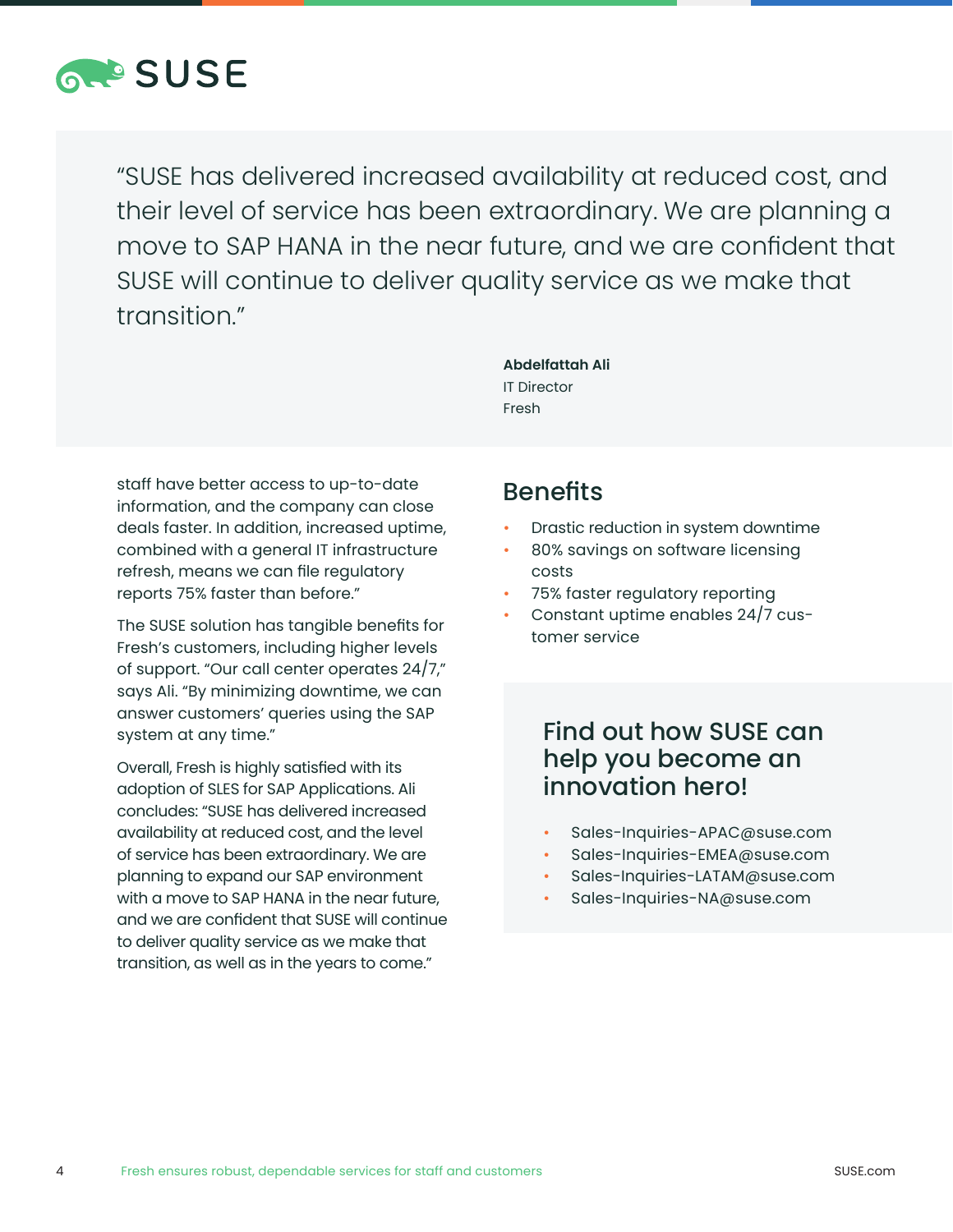"SUSE has delivered increased availability at reduced cost, and their level of service has been extraordinary. We are planning a move to SAP HANA in the near future, and we are confident that SUSE will continue to deliver quality service as we make that transition."

**Abdelfattah Ali**
IT Director
Fresh

staff have better access to up-to-date information, and the company can close deals faster. In addition, increased uptime, combined with a general IT infrastructure refresh, means we can file regulatory reports 75% faster than before."

The SUSE solution has tangible benefits for Fresh's customers, including higher levels of support. "Our call center operates 24/7," says Ali. "By minimizing downtime, we can answer customers' queries using the SAP system at any time."

Overall, Fresh is highly satisfied with its adoption of SLES for SAP Applications. Ali concludes: "SUSE has delivered increased availability at reduced cost, and the level of service has been extraordinary. We are planning to expand our SAP environment with a move to SAP HANA in the near future, and we are confident that SUSE will continue to deliver quality service as we make that transition, as well as in the years to come."

## Benefits

- Drastic reduction in system downtime
- 80% savings on software licensing costs
- 75% faster regulatory reporting
- Constant uptime enables 24/7 customer service

## Find out how SUSE can help you become an innovation hero!

- Sales-Inquiries-APAC@suse.com
- Sales-Inquiries-EMEA@suse.com
- Sales-Inquiries-LATAM@suse.com
- Sales-Inquiries-NA@suse.com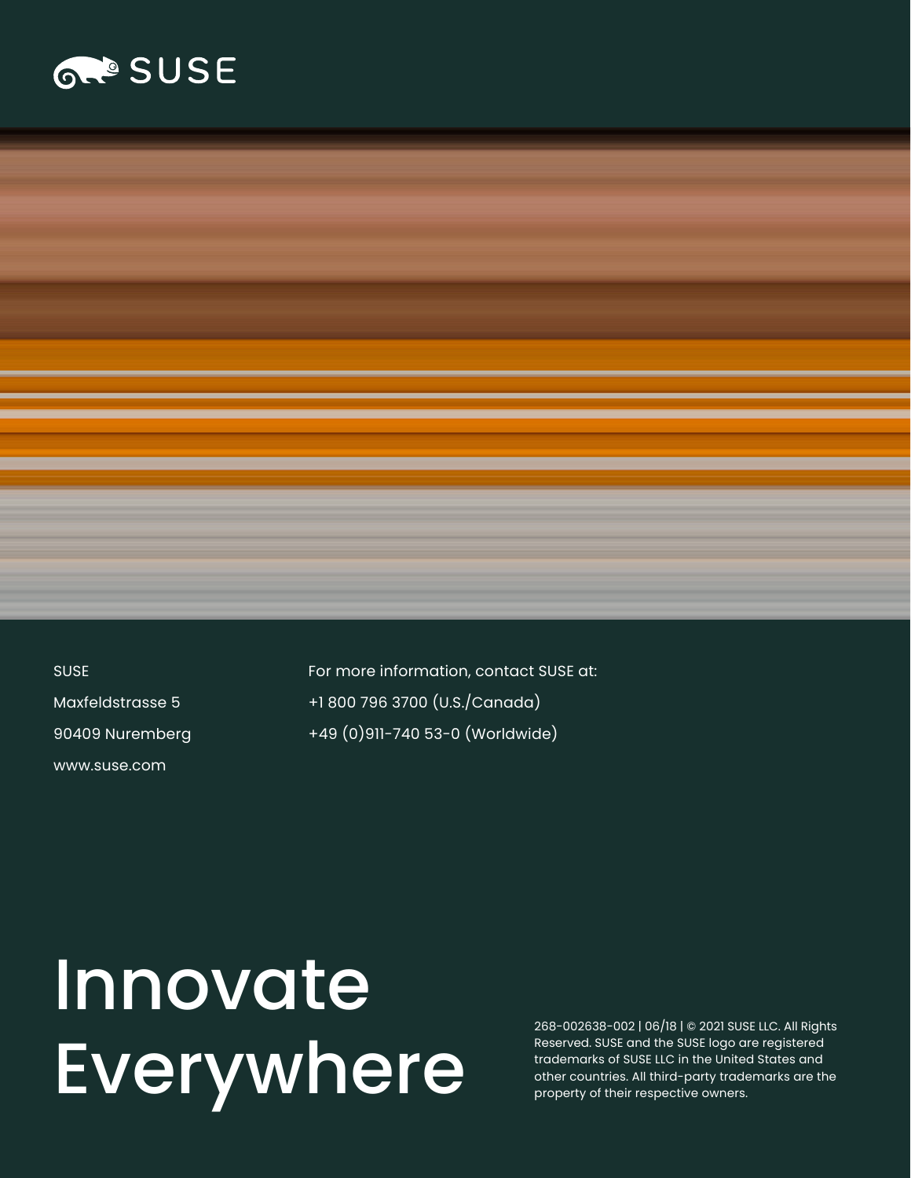SUSE

SUSE
Maxfeldstrasse 5
90409 Nuremberg
www.suse.com

For more information, contact SUSE at:
+1 800 796 3700 (U.S./Canada)
+49 (0)911-740 53-0 (Worldwide)

# Innovate Everywhere

268-002638-002 | 06/18 | © 2021 SUSE LLC. All Rights Reserved. SUSE and the SUSE logo are registered trademarks of SUSE LLC in the United States and other countries. All third-party trademarks are the property of their respective owners.